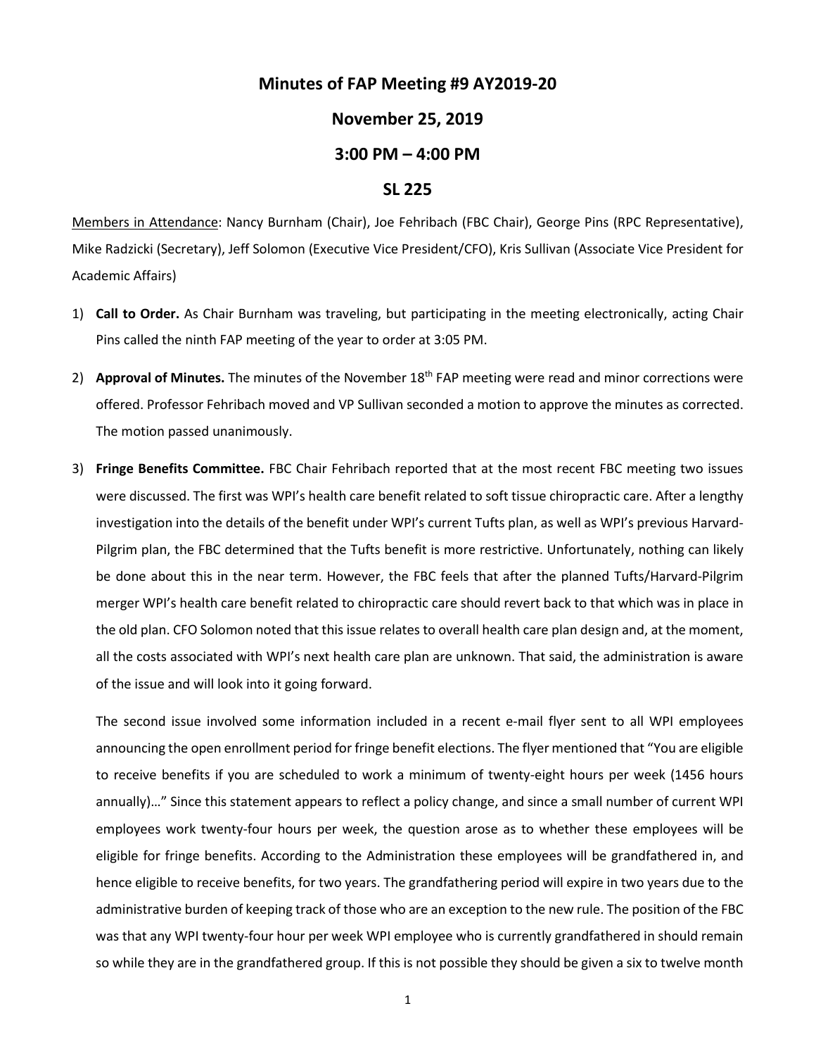# Minutes of FAP Meeting #9 AY2019-20

## November 25, 2019

## 3:00 PM – 4:00 PM

## SL 225

Members in Attendance: Nancy Burnham (Chair), Joe Fehribach (FBC Chair), George Pins (RPC Representative), Mike Radzicki (Secretary), Jeff Solomon (Executive Vice President/CFO), Kris Sullivan (Associate Vice President for Academic Affairs)

1) **Call to Order.** As Chair Burnham was traveling, but participating in the meeting electronically, acting Chair Pins called the ninth FAP meeting of the year to order at 3:05 PM.

2) **Approval of Minutes.** The minutes of the November 18th FAP meeting were read and minor corrections were offered. Professor Fehribach moved and VP Sullivan seconded a motion to approve the minutes as corrected. The motion passed unanimously.

3) **Fringe Benefits Committee.** FBC Chair Fehribach reported that at the most recent FBC meeting two issues were discussed. The first was WPI's health care benefit related to soft tissue chiropractic care. After a lengthy investigation into the details of the benefit under WPI's current Tufts plan, as well as WPI's previous Harvard-Pilgrim plan, the FBC determined that the Tufts benefit is more restrictive. Unfortunately, nothing can likely be done about this in the near term. However, the FBC feels that after the planned Tufts/Harvard-Pilgrim merger WPI's health care benefit related to chiropractic care should revert back to that which was in place in the old plan. CFO Solomon noted that this issue relates to overall health care plan design and, at the moment, all the costs associated with WPI's next health care plan are unknown. That said, the administration is aware of the issue and will look into it going forward.

   The second issue involved some information included in a recent e-mail flyer sent to all WPI employees announcing the open enrollment period for fringe benefit elections. The flyer mentioned that "You are eligible to receive benefits if you are scheduled to work a minimum of twenty-eight hours per week (1456 hours annually)…" Since this statement appears to reflect a policy change, and since a small number of current WPI employees work twenty-four hours per week, the question arose as to whether these employees will be eligible for fringe benefits. According to the Administration these employees will be grandfathered in, and hence eligible to receive benefits, for two years. The grandfathering period will expire in two years due to the administrative burden of keeping track of those who are an exception to the new rule. The position of the FBC was that any WPI twenty-four hour per week WPI employee who is currently grandfathered in should remain so while they are in the grandfathered group. If this is not possible they should be given a six to twelve month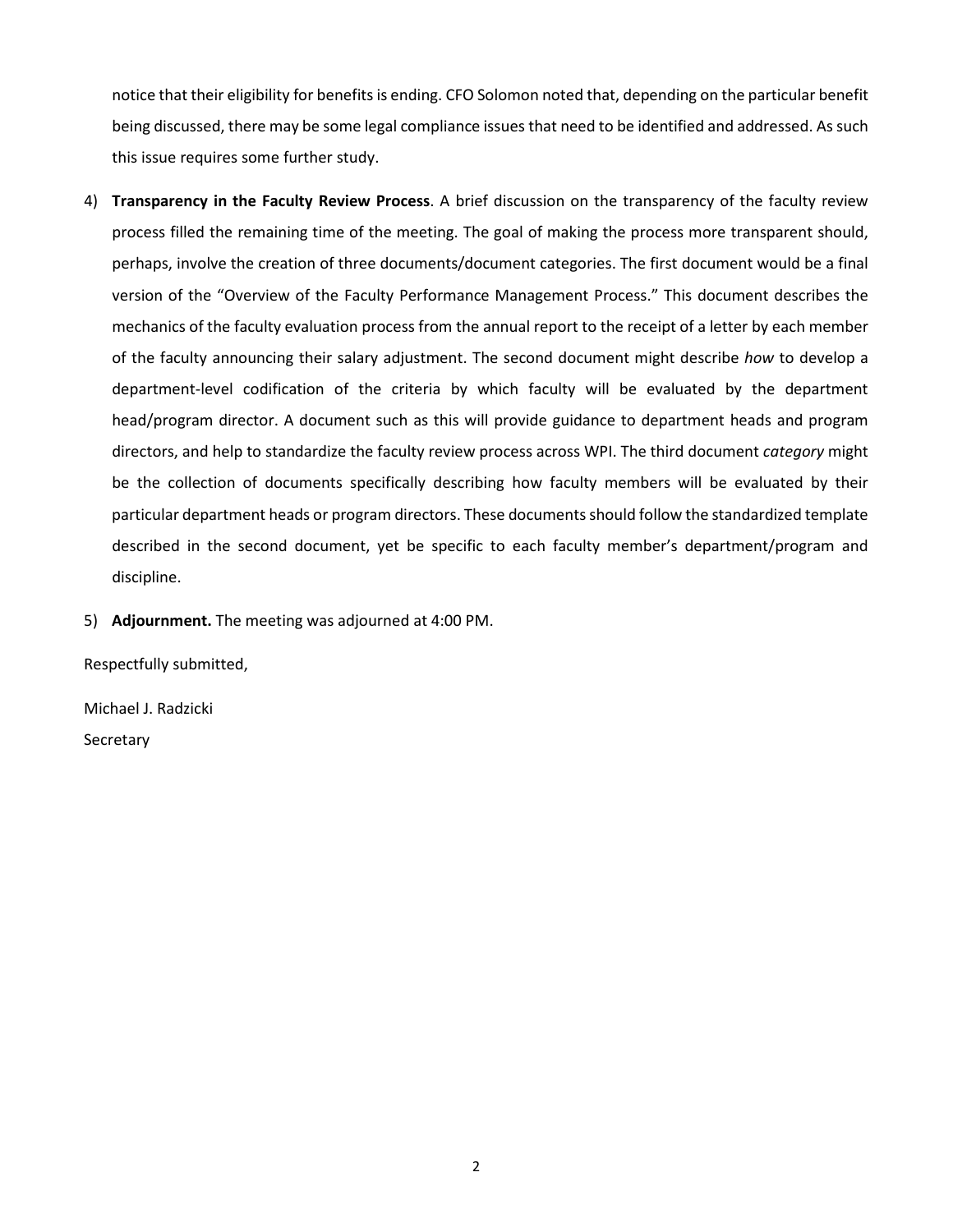notice that their eligibility for benefits is ending. CFO Solomon noted that, depending on the particular benefit being discussed, there may be some legal compliance issues that need to be identified and addressed. As such this issue requires some further study.

4) **Transparency in the Faculty Review Process**. A brief discussion on the transparency of the faculty review process filled the remaining time of the meeting. The goal of making the process more transparent should, perhaps, involve the creation of three documents/document categories. The first document would be a final version of the "Overview of the Faculty Performance Management Process." This document describes the mechanics of the faculty evaluation process from the annual report to the receipt of a letter by each member of the faculty announcing their salary adjustment. The second document might describe *how* to develop a department-level codification of the criteria by which faculty will be evaluated by the department head/program director. A document such as this will provide guidance to department heads and program directors, and help to standardize the faculty review process across WPI. The third document *category* might be the collection of documents specifically describing how faculty members will be evaluated by their particular department heads or program directors. These documents should follow the standardized template described in the second document, yet be specific to each faculty member's department/program and discipline.

5) **Adjournment.** The meeting was adjourned at 4:00 PM.

Respectfully submitted,

Michael J. Radzicki

Secretary